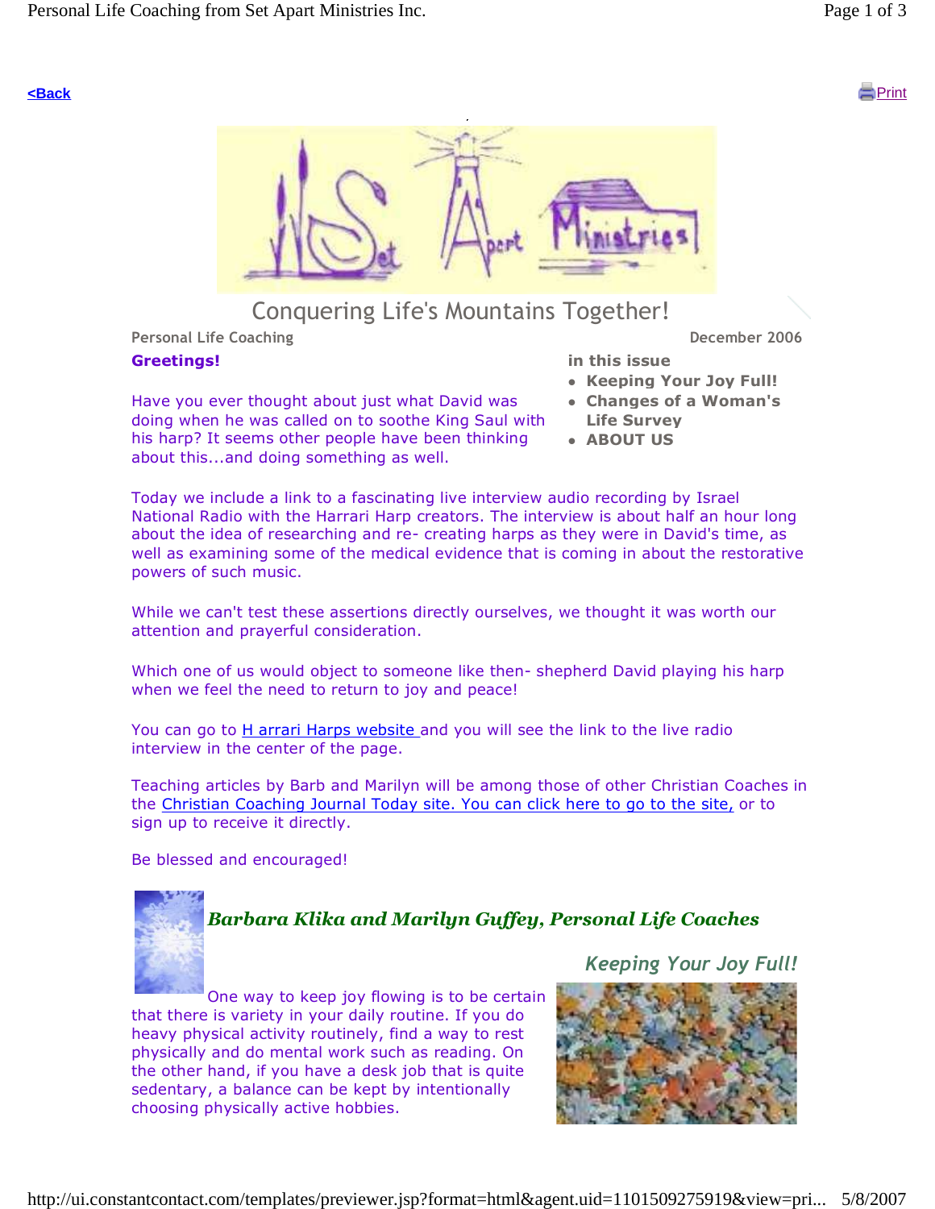<Back

Print

# Conquering Life's Mountains Together!

Personal Life Coaching

December 2006

**Greetings!**

**in this issue**

- **Keeping Your Joy Full!**
- **Changes of a Woman's Life Survey**
- **ABOUT US**

Have you ever thought about just what David was doing when he was called on to soothe King Saul with his harp? It seems other people have been thinking about this...and doing something as well.

Today we include a link to a fascinating live interview audio recording by Israel National Radio with the Harrari Harp creators. The interview is about half an hour long about the idea of researching and re- creating harps as they were in David's time, as well as examining some of the medical evidence that is coming in about the restorative powers of such music.

While we can't test these assertions directly ourselves, we thought it was worth our attention and prayerful consideration.

Which one of us would object to someone like then- shepherd David playing his harp when we feel the need to return to joy and peace!

You can go to H arrari Harps website and you will see the link to the live radio interview in the center of the page.

Teaching articles by Barb and Marilyn will be among those of other Christian Coaches in the Christian Coaching Journal Today site. You can click here to go to the site, or to sign up to receive it directly.

Be blessed and encouraged!

***Barbara Klika and Marilyn Guffey, Personal Life Coaches***

## *Keeping Your Joy Full!*

One way to keep joy flowing is to be certain that there is variety in your daily routine. If you do heavy physical activity routinely, find a way to rest physically and do mental work such as reading. On the other hand, if you have a desk job that is quite sedentary, a balance can be kept by intentionally choosing physically active hobbies.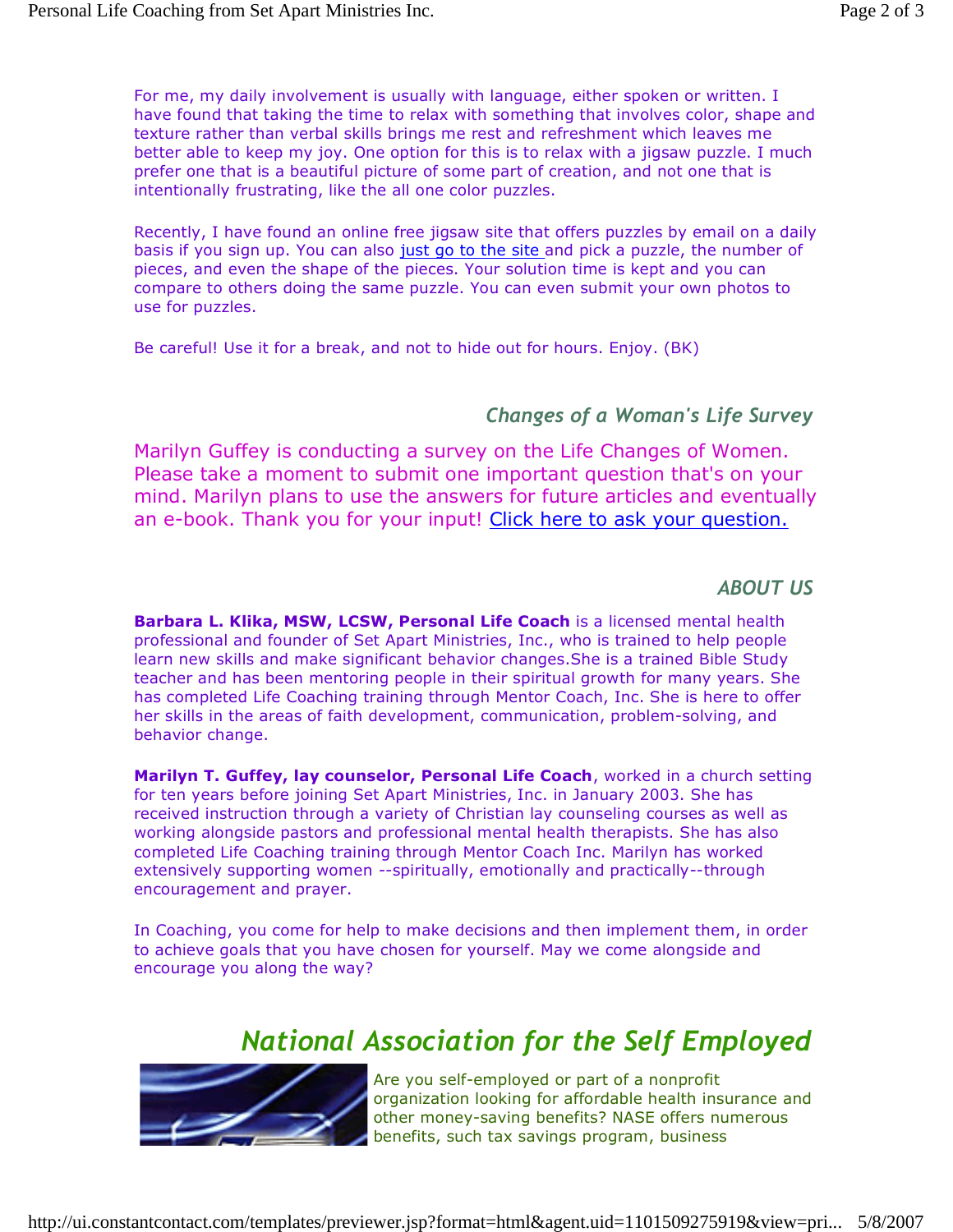For me, my daily involvement is usually with language, either spoken or written. I have found that taking the time to relax with something that involves color, shape and texture rather than verbal skills brings me rest and refreshment which leaves me better able to keep my joy. One option for this is to relax with a jigsaw puzzle. I much prefer one that is a beautiful picture of some part of creation, and not one that is intentionally frustrating, like the all one color puzzles.

Recently, I have found an online free jigsaw site that offers puzzles by email on a daily basis if you sign up. You can also just go to the site and pick a puzzle, the number of pieces, and even the shape of the pieces. Your solution time is kept and you can compare to others doing the same puzzle. You can even submit your own photos to use for puzzles.

Be careful! Use it for a break, and not to hide out for hours. Enjoy. (BK)

### *Changes of a Woman's Life Survey*

Marilyn Guffey is conducting a survey on the Life Changes of Women. Please take a moment to submit one important question that's on your mind. Marilyn plans to use the answers for future articles and eventually an e-book. Thank you for your input! Click here to ask your question.

### *ABOUT US*

**Barbara L. Klika, MSW, LCSW, Personal Life Coach** is a licensed mental health professional and founder of Set Apart Ministries, Inc., who is trained to help people learn new skills and make significant behavior changes.She is a trained Bible Study teacher and has been mentoring people in their spiritual growth for many years. She has completed Life Coaching training through Mentor Coach, Inc. She is here to offer her skills in the areas of faith development, communication, problem-solving, and behavior change.

**Marilyn T. Guffey, lay counselor, Personal Life Coach**, worked in a church setting for ten years before joining Set Apart Ministries, Inc. in January 2003. She has received instruction through a variety of Christian lay counseling courses as well as working alongside pastors and professional mental health therapists. She has also completed Life Coaching training through Mentor Coach Inc. Marilyn has worked extensively supporting women --spiritually, emotionally and practically--through encouragement and prayer.

In Coaching, you come for help to make decisions and then implement them, in order to achieve goals that you have chosen for yourself. May we come alongside and encourage you along the way?

## *National Association for the Self Employed*

Are you self-employed or part of a nonprofit organization looking for affordable health insurance and other money-saving benefits? NASE offers numerous benefits, such tax savings program, business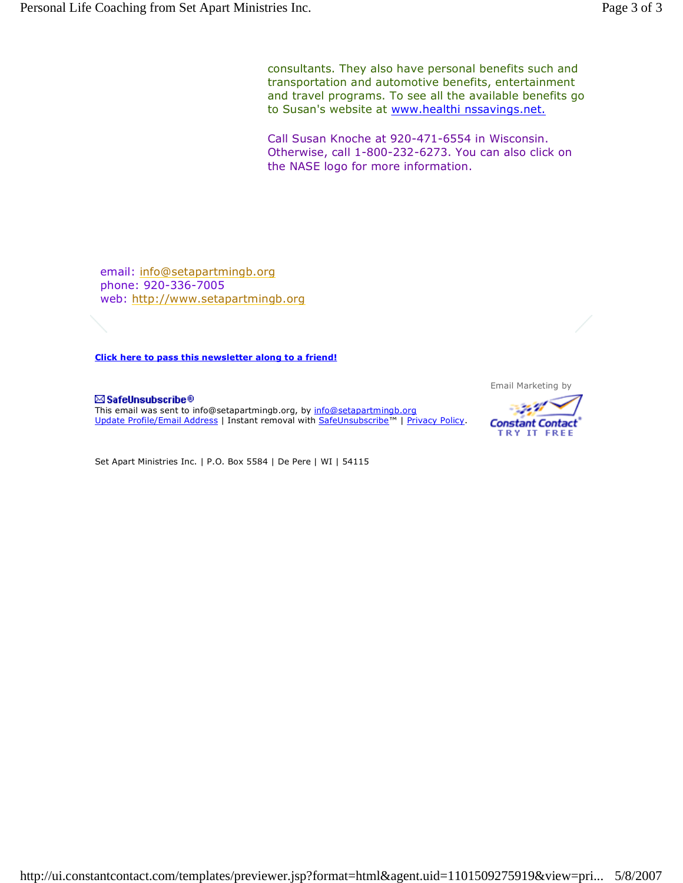consultants. They also have personal benefits such and transportation and automotive benefits, entertainment and travel programs. To see all the available benefits go to Susan's website at www.healthi nssavings.net.

Call Susan Knoche at 920-471-6554 in Wisconsin. Otherwise, call 1-800-232-6273. You can also click on the NASE logo for more information.

email: info@setapartmingb.org
phone: 920-336-7005
web: http://www.setapartmingb.org

**Click here to pass this newsletter along to a friend!**

**SafeUnsubscribe®**
This email was sent to info@setapartmingb.org, by info@setapartmingb.org
Update Profile/Email Address | Instant removal with SafeUnsubscribe™ | Privacy Policy.

Email Marketing by
Constant Contact
TRY IT FREE

Set Apart Ministries Inc. | P.O. Box 5584 | De Pere | WI | 54115